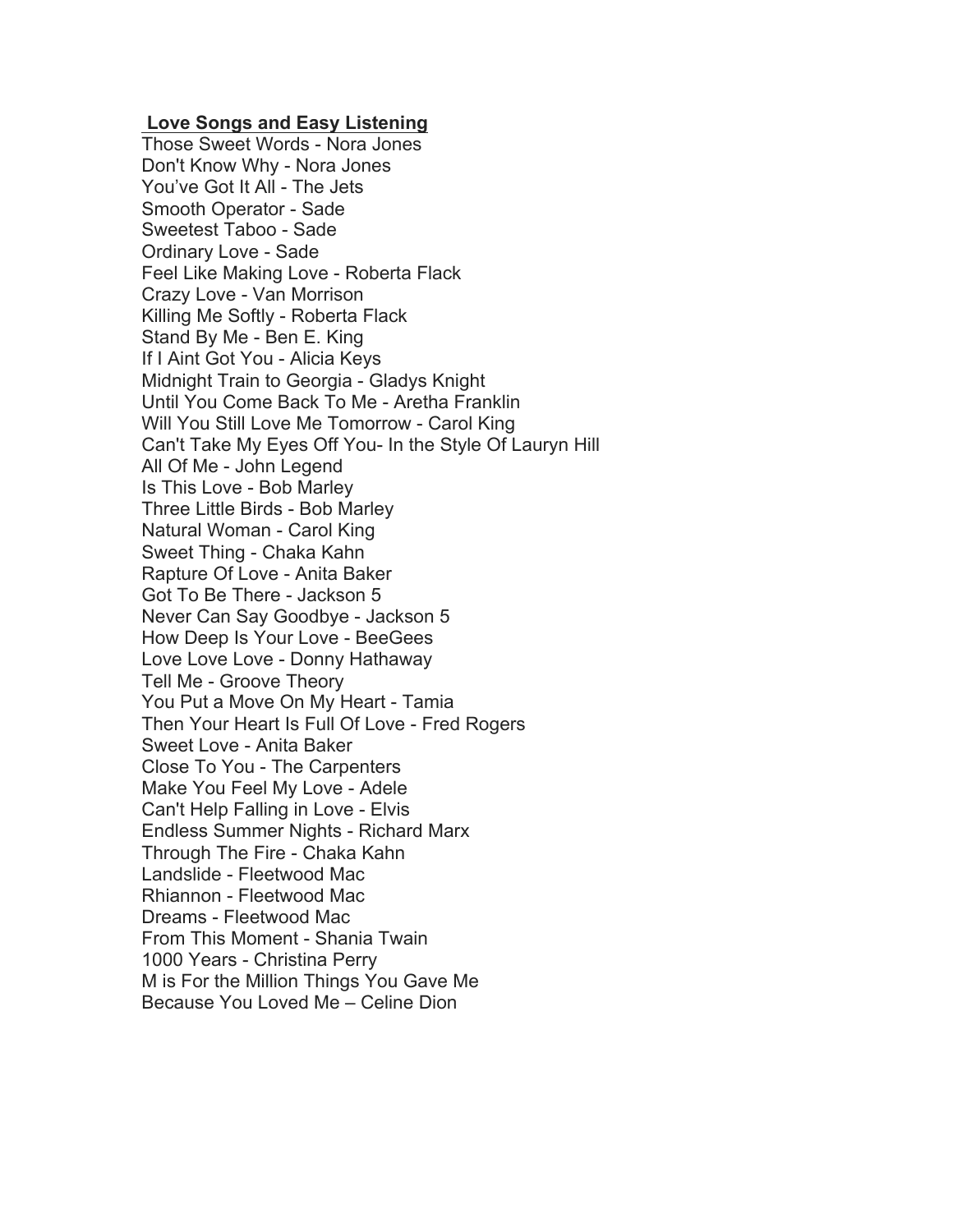## **Love Songs and Easy Listening**

Those Sweet Words - Nora Jones
Don't Know Why - Nora Jones
You've Got It All - The Jets
Smooth Operator - Sade
Sweetest Taboo - Sade
Ordinary Love - Sade
Feel Like Making Love - Roberta Flack
Crazy Love - Van Morrison
Killing Me Softly - Roberta Flack
Stand By Me - Ben E. King
If I Aint Got You - Alicia Keys
Midnight Train to Georgia - Gladys Knight
Until You Come Back To Me - Aretha Franklin
Will You Still Love Me Tomorrow - Carol King
Can't Take My Eyes Off You- In the Style Of Lauryn Hill
All Of Me - John Legend
Is This Love - Bob Marley
Three Little Birds - Bob Marley
Natural Woman - Carol King
Sweet Thing - Chaka Kahn
Rapture Of Love - Anita Baker
Got To Be There - Jackson 5
Never Can Say Goodbye - Jackson 5
How Deep Is Your Love - BeeGees
Love Love Love - Donny Hathaway
Tell Me - Groove Theory
You Put a Move On My Heart - Tamia
Then Your Heart Is Full Of Love - Fred Rogers
Sweet Love - Anita Baker
Close To You - The Carpenters
Make You Feel My Love - Adele
Can't Help Falling in Love - Elvis
Endless Summer Nights - Richard Marx
Through The Fire - Chaka Kahn
Landslide - Fleetwood Mac
Rhiannon - Fleetwood Mac
Dreams - Fleetwood Mac
From This Moment - Shania Twain
1000 Years - Christina Perry
M is For the Million Things You Gave Me
Because You Loved Me – Celine Dion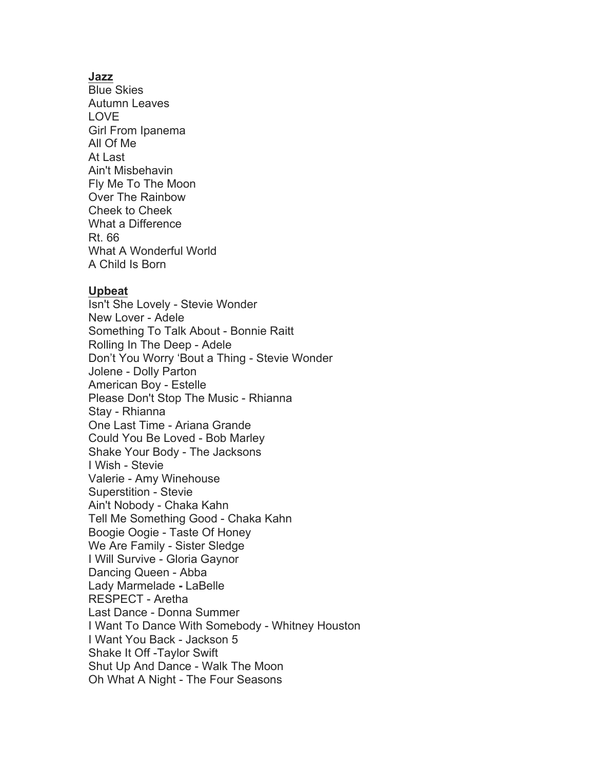**Jazz**

Blue Skies
Autumn Leaves
LOVE
Girl From Ipanema
All Of Me
At Last
Ain't Misbehavin
Fly Me To The Moon
Over The Rainbow
Cheek to Cheek
What a Difference
Rt. 66
What A Wonderful World
A Child Is Born

**Upbeat**

Isn't She Lovely - Stevie Wonder
New Lover - Adele
Something To Talk About - Bonnie Raitt
Rolling In The Deep - Adele
Don't You Worry 'Bout a Thing - Stevie Wonder
Jolene - Dolly Parton
American Boy - Estelle
Please Don't Stop The Music - Rhianna
Stay - Rhianna
One Last Time - Ariana Grande
Could You Be Loved - Bob Marley
Shake Your Body - The Jacksons
I Wish - Stevie
Valerie - Amy Winehouse
Superstition - Stevie
Ain't Nobody - Chaka Kahn
Tell Me Something Good - Chaka Kahn
Boogie Oogie - Taste Of Honey
We Are Family - Sister Sledge
I Will Survive - Gloria Gaynor
Dancing Queen - Abba
Lady Marmelade **-** LaBelle
RESPECT - Aretha
Last Dance - Donna Summer
I Want To Dance With Somebody - Whitney Houston
I Want You Back - Jackson 5
Shake It Off -Taylor Swift
Shut Up And Dance - Walk The Moon
Oh What A Night - The Four Seasons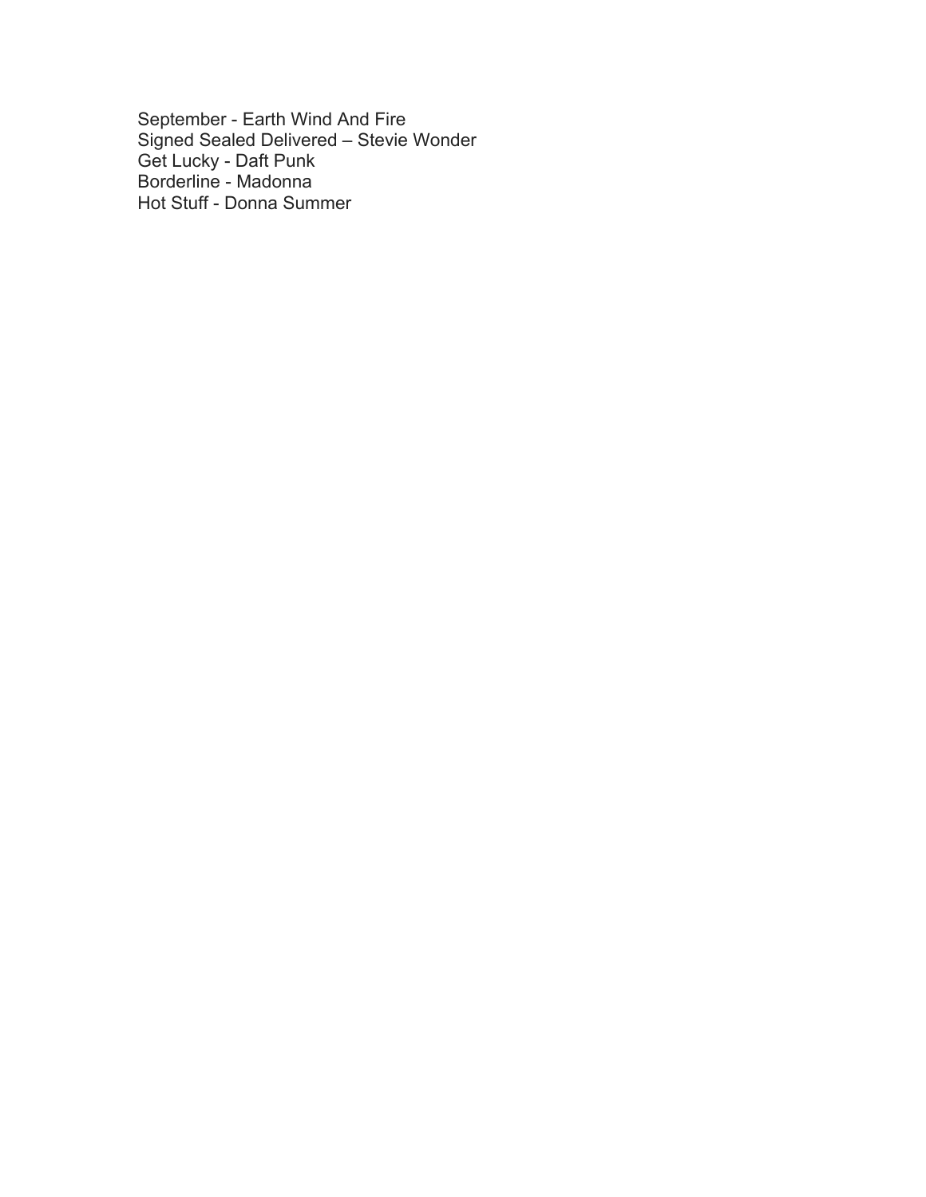September - Earth Wind And Fire
Signed Sealed Delivered – Stevie Wonder
Get Lucky - Daft Punk
Borderline - Madonna
Hot Stuff - Donna Summer